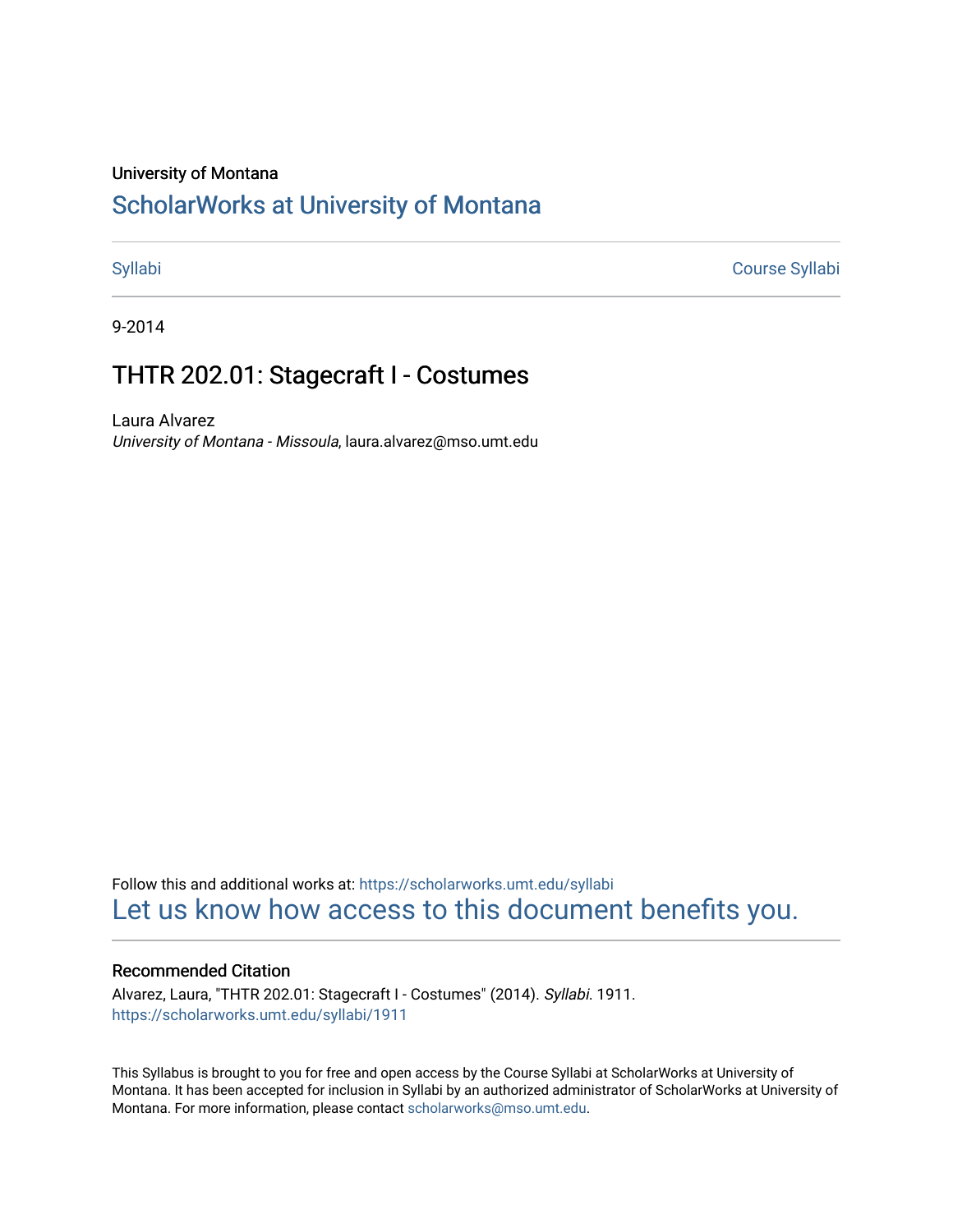University of Montana

# ScholarWorks at University of Montana

Syllabi Course Syllabi

9-2014

## THTR 202.01: Stagecraft I - Costumes

Laura Alvarez

*University of Montana - Missoula*, laura.alvarez@mso.umt.edu

Follow this and additional works at: https://scholarworks.umt.edu/syllabi

Let us know how access to this document benefits you.

### Recommended Citation

Alvarez, Laura, "THTR 202.01: Stagecraft I - Costumes" (2014). *Syllabi*. 1911.
https://scholarworks.umt.edu/syllabi/1911

This Syllabus is brought to you for free and open access by the Course Syllabi at ScholarWorks at University of Montana. It has been accepted for inclusion in Syllabi by an authorized administrator of ScholarWorks at University of Montana. For more information, please contact scholarworks@mso.umt.edu.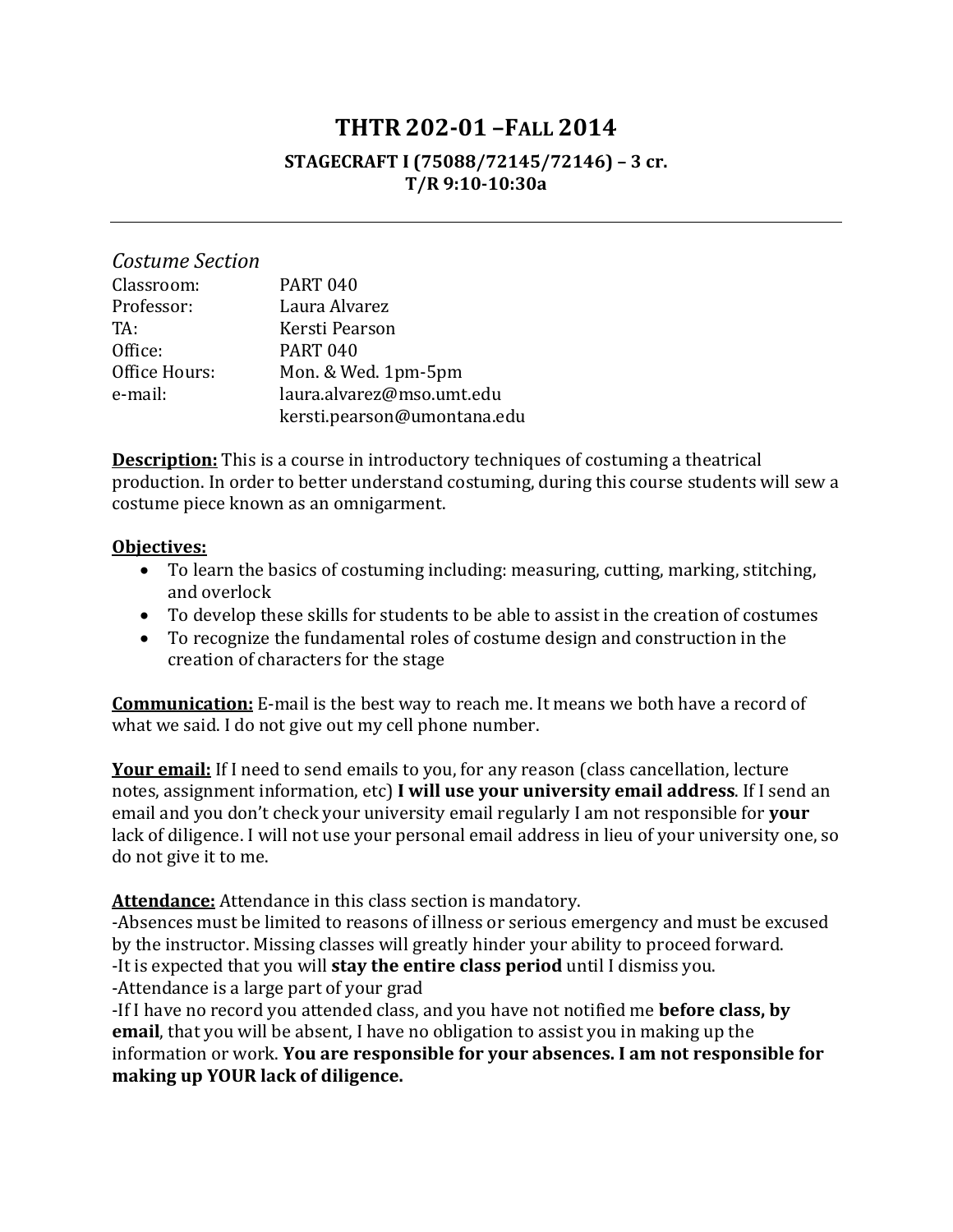# THTR 202-01 –FALL 2014

### STAGECRAFT I (75088/72145/72146) – 3 cr.
### T/R 9:10-10:30a

---

*Costume Section*

Classroom: PART 040
Professor: Laura Alvarez
TA: Kersti Pearson
Office: PART 040
Office Hours: Mon. & Wed. 1pm-5pm
e-mail: laura.alvarez@mso.umt.edu
kersti.pearson@umontana.edu

**Description:** This is a course in introductory techniques of costuming a theatrical production. In order to better understand costuming, during this course students will sew a costume piece known as an omnigarment.

**Objectives:**

- To learn the basics of costuming including: measuring, cutting, marking, stitching, and overlock
- To develop these skills for students to be able to assist in the creation of costumes
- To recognize the fundamental roles of costume design and construction in the creation of characters for the stage

**Communication:** E-mail is the best way to reach me. It means we both have a record of what we said. I do not give out my cell phone number.

**Your email:** If I need to send emails to you, for any reason (class cancellation, lecture notes, assignment information, etc) **I will use your university email address**. If I send an email and you don't check your university email regularly I am not responsible for **your** lack of diligence. I will not use your personal email address in lieu of your university one, so do not give it to me.

**Attendance:** Attendance in this class section is mandatory.
-Absences must be limited to reasons of illness or serious emergency and must be excused by the instructor. Missing classes will greatly hinder your ability to proceed forward.
-It is expected that you will **stay the entire class period** until I dismiss you.
-Attendance is a large part of your grad
-If I have no record you attended class, and you have not notified me **before class, by email**, that you will be absent, I have no obligation to assist you in making up the information or work. **You are responsible for your absences. I am not responsible for making up YOUR lack of diligence.**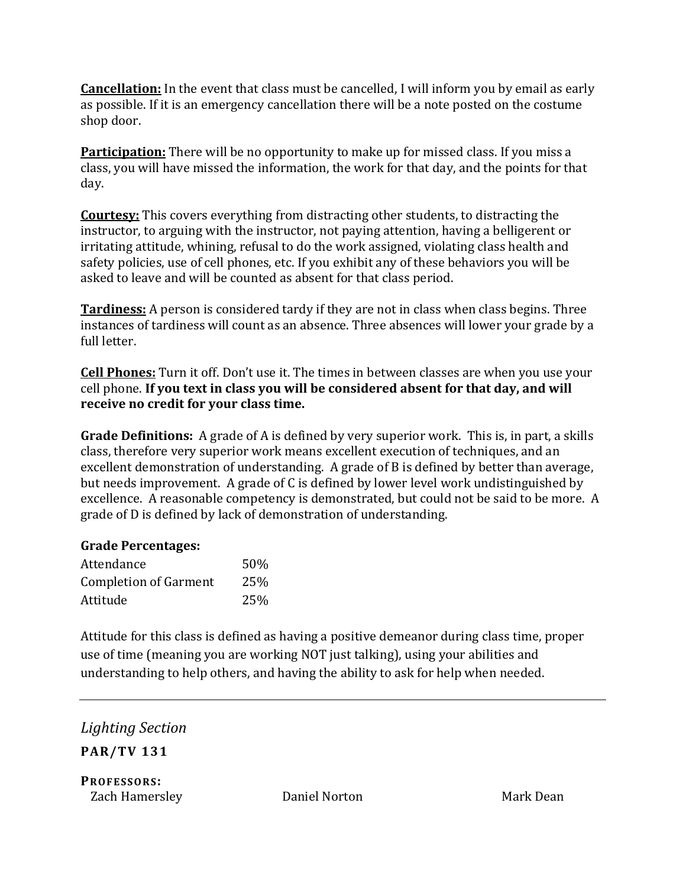**Cancellation:** In the event that class must be cancelled, I will inform you by email as early as possible. If it is an emergency cancellation there will be a note posted on the costume shop door.

**Participation:** There will be no opportunity to make up for missed class. If you miss a class, you will have missed the information, the work for that day, and the points for that day.

**Courtesy:** This covers everything from distracting other students, to distracting the instructor, to arguing with the instructor, not paying attention, having a belligerent or irritating attitude, whining, refusal to do the work assigned, violating class health and safety policies, use of cell phones, etc. If you exhibit any of these behaviors you will be asked to leave and will be counted as absent for that class period.

**Tardiness:** A person is considered tardy if they are not in class when class begins. Three instances of tardiness will count as an absence. Three absences will lower your grade by a full letter.

**Cell Phones:** Turn it off. Don't use it. The times in between classes are when you use your cell phone. **If you text in class you will be considered absent for that day, and will receive no credit for your class time.**

**Grade Definitions:** A grade of A is defined by very superior work. This is, in part, a skills class, therefore very superior work means excellent execution of techniques, and an excellent demonstration of understanding. A grade of B is defined by better than average, but needs improvement. A grade of C is defined by lower level work undistinguished by excellence. A reasonable competency is demonstrated, but could not be said to be more. A grade of D is defined by lack of demonstration of understanding.

**Grade Percentages:**

| | |
|---|---|
| Attendance | 50% |
| Completion of Garment | 25% |
| Attitude | 25% |

Attitude for this class is defined as having a positive demeanor during class time, proper use of time (meaning you are working NOT just talking), using your abilities and understanding to help others, and having the ability to ask for help when needed.

---

*Lighting Section*

**PAR/TV 131**

**PROFESSORS:**

Zach Hamersley    Daniel Norton    Mark Dean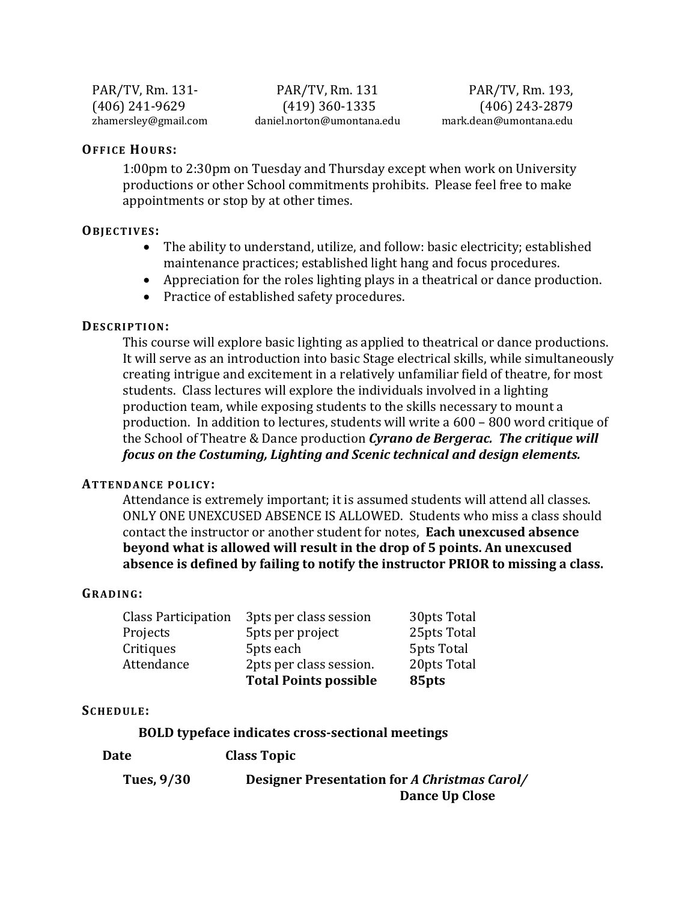| PAR/TV, Rm. 131- | PAR/TV, Rm. 131 | PAR/TV, Rm. 193, |
|---|---|---|
| (406) 241-9629 | (419) 360-1335 | (406) 243-2879 |
| zhamersley@gmail.com | daniel.norton@umontana.edu | mark.dean@umontana.edu |

### OFFICE HOURS:

1:00pm to 2:30pm on Tuesday and Thursday except when work on University productions or other School commitments prohibits. Please feel free to make appointments or stop by at other times.

### OBJECTIVES:

- The ability to understand, utilize, and follow: basic electricity; established maintenance practices; established light hang and focus procedures.
- Appreciation for the roles lighting plays in a theatrical or dance production.
- Practice of established safety procedures.

### DESCRIPTION:

This course will explore basic lighting as applied to theatrical or dance productions. It will serve as an introduction into basic Stage electrical skills, while simultaneously creating intrigue and excitement in a relatively unfamiliar field of theatre, for most students. Class lectures will explore the individuals involved in a lighting production team, while exposing students to the skills necessary to mount a production. In addition to lectures, students will write a 600 – 800 word critique of the School of Theatre & Dance production ***Cyrano de Bergerac. The critique will focus on the Costuming, Lighting and Scenic technical and design elements.***

### ATTENDANCE POLICY:

Attendance is extremely important; it is assumed students will attend all classes. ONLY ONE UNEXCUSED ABSENCE IS ALLOWED. Students who miss a class should contact the instructor or another student for notes, **Each unexcused absence beyond what is allowed will result in the drop of 5 points. An unexcused absence is defined by failing to notify the instructor PRIOR to missing a class.**

### GRADING:

| | | |
|---|---|---|
| Class Participation | 3pts per class session | 30pts Total |
| Projects | 5pts per project | 25pts Total |
| Critiques | 5pts each | 5pts Total |
| Attendance | 2pts per class session. | 20pts Total |
| | **Total Points possible** | **85pts** |

### SCHEDULE:

**BOLD typeface indicates cross-sectional meetings**

| Date | Class Topic |
|---|---|
| **Tues, 9/30** | **Designer Presentation for *A Christmas Carol/* Dance Up Close** |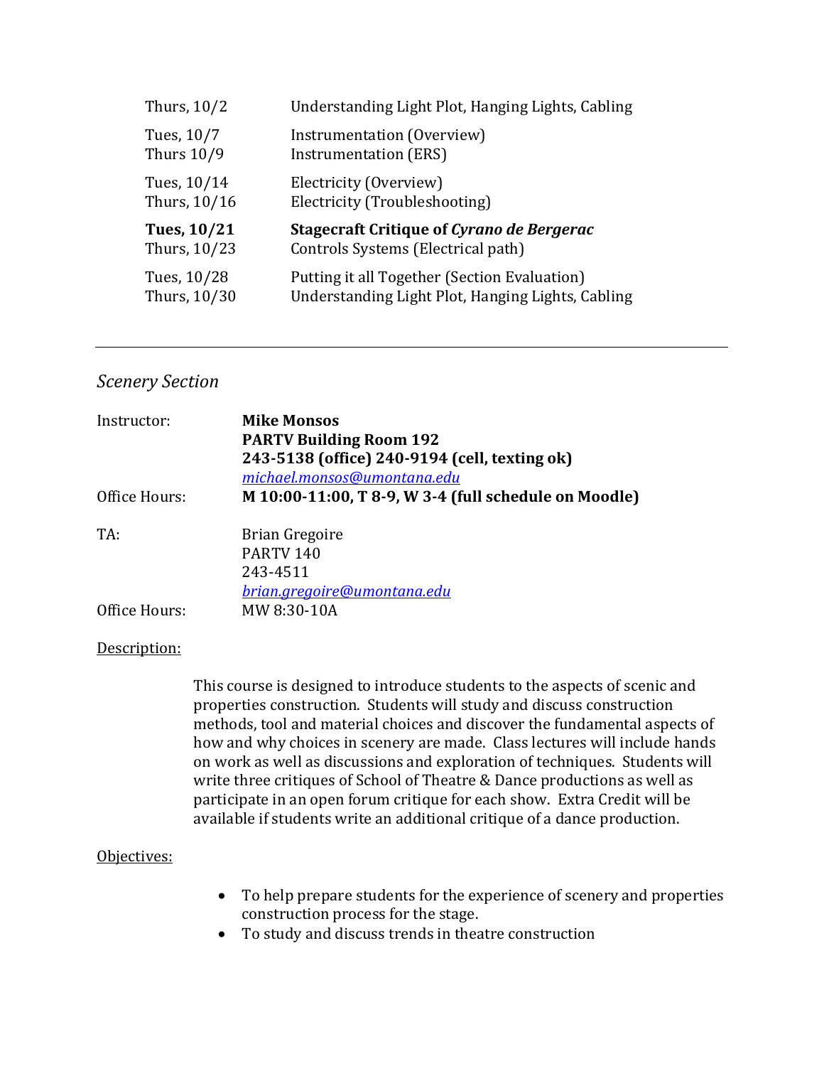| | |
|---|---|
| Thurs, 10/2 | Understanding Light Plot, Hanging Lights, Cabling |
| Tues, 10/7 | Instrumentation (Overview) |
| Thurs 10/9 | Instrumentation (ERS) |
| Tues, 10/14 | Electricity (Overview) |
| Thurs, 10/16 | Electricity (Troubleshooting) |
| **Tues, 10/21** | **Stagecraft Critique of *Cyrano de Bergerac*** |
| Thurs, 10/23 | Controls Systems (Electrical path) |
| Tues, 10/28 | Putting it all Together (Section Evaluation) |
| Thurs, 10/30 | Understanding Light Plot, Hanging Lights, Cabling |

---

*Scenery Section*

Instructor: **Mike Monsos**
**PARTV Building Room 192**
**243-5138 (office) 240-9194 (cell, texting ok)**
michael.monsos@umontana.edu

Office Hours: **M 10:00-11:00, T 8-9, W 3-4 (full schedule on Moodle)**

TA: Brian Gregoire
PARTV 140
243-4511
brian.gregoire@umontana.edu

Office Hours: MW 8:30-10A

Description:

This course is designed to introduce students to the aspects of scenic and properties construction. Students will study and discuss construction methods, tool and material choices and discover the fundamental aspects of how and why choices in scenery are made. Class lectures will include hands on work as well as discussions and exploration of techniques. Students will write three critiques of School of Theatre & Dance productions as well as participate in an open forum critique for each show. Extra Credit will be available if students write an additional critique of a dance production.

Objectives:

- To help prepare students for the experience of scenery and properties construction process for the stage.
- To study and discuss trends in theatre construction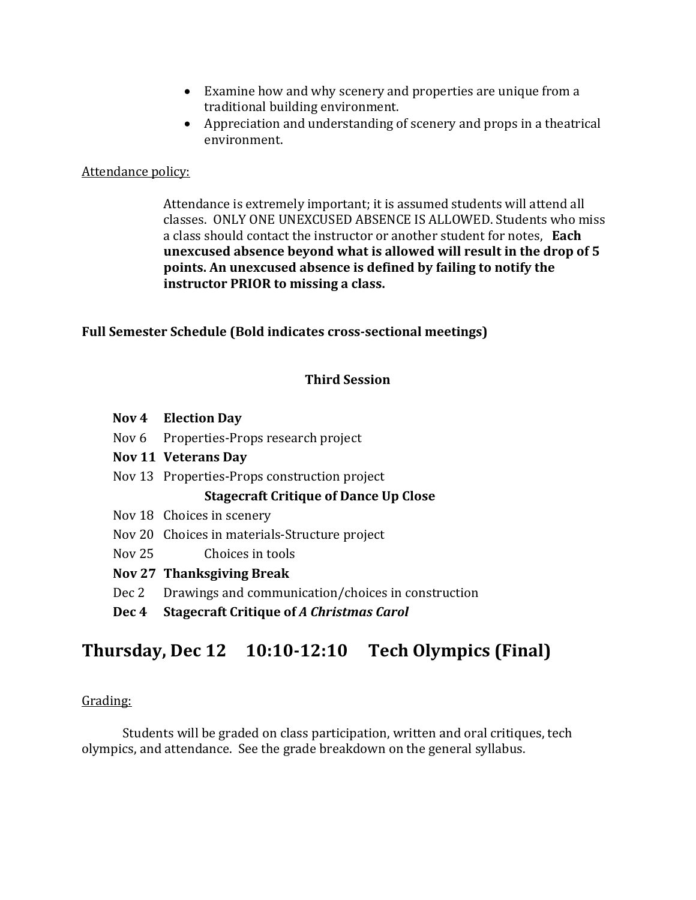- Examine how and why scenery and properties are unique from a traditional building environment.
- Appreciation and understanding of scenery and props in a theatrical environment.

Attendance policy:

Attendance is extremely important; it is assumed students will attend all classes. ONLY ONE UNEXCUSED ABSENCE IS ALLOWED. Students who miss a class should contact the instructor or another student for notes, **Each unexcused absence beyond what is allowed will result in the drop of 5 points. An unexcused absence is defined by failing to notify the instructor PRIOR to missing a class.**

**Full Semester Schedule (Bold indicates cross-sectional meetings)**

**Third Session**

**Nov 4 Election Day**
Nov 6 Properties-Props research project
**Nov 11 Veterans Day**
Nov 13 Properties-Props construction project
**Stagecraft Critique of Dance Up Close**
Nov 18 Choices in scenery
Nov 20 Choices in materials-Structure project
Nov 25 Choices in tools
**Nov 27 Thanksgiving Break**
Dec 2 Drawings and communication/choices in construction
**Dec 4 Stagecraft Critique of *A Christmas Carol***

## Thursday, Dec 12 10:10-12:10 Tech Olympics (Final)

Grading:

Students will be graded on class participation, written and oral critiques, tech olympics, and attendance. See the grade breakdown on the general syllabus.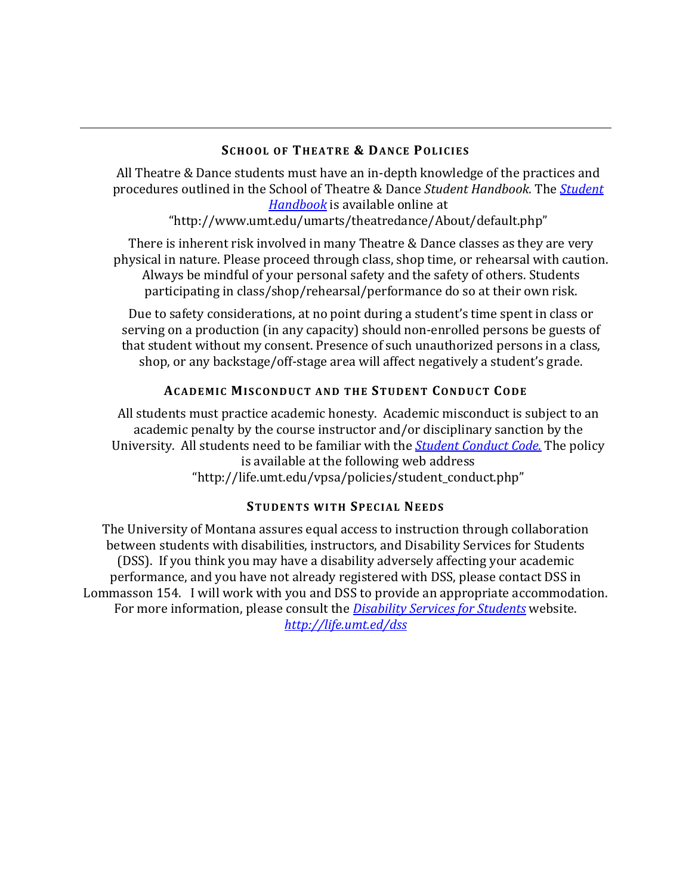---

## School of Theatre & Dance Policies

All Theatre & Dance students must have an in-depth knowledge of the practices and procedures outlined in the School of Theatre & Dance *Student Handbook.* The *Student Handbook* is available online at "http://www.umt.edu/umarts/theatredance/About/default.php"

There is inherent risk involved in many Theatre & Dance classes as they are very physical in nature. Please proceed through class, shop time, or rehearsal with caution. Always be mindful of your personal safety and the safety of others. Students participating in class/shop/rehearsal/performance do so at their own risk.

Due to safety considerations, at no point during a student's time spent in class or serving on a production (in any capacity) should non-enrolled persons be guests of that student without my consent. Presence of such unauthorized persons in a class, shop, or any backstage/off-stage area will affect negatively a student's grade.

## Academic Misconduct and the Student Conduct Code

All students must practice academic honesty. Academic misconduct is subject to an academic penalty by the course instructor and/or disciplinary sanction by the University. All students need to be familiar with the *Student Conduct Code.* The policy is available at the following web address "http://life.umt.edu/vpsa/policies/student_conduct.php"

## Students with Special Needs

The University of Montana assures equal access to instruction through collaboration between students with disabilities, instructors, and Disability Services for Students (DSS). If you think you may have a disability adversely affecting your academic performance, and you have not already registered with DSS, please contact DSS in Lommasson 154. I will work with you and DSS to provide an appropriate accommodation. For more information, please consult the *Disability Services for Students* website. *http://life.umt.ed/dss*